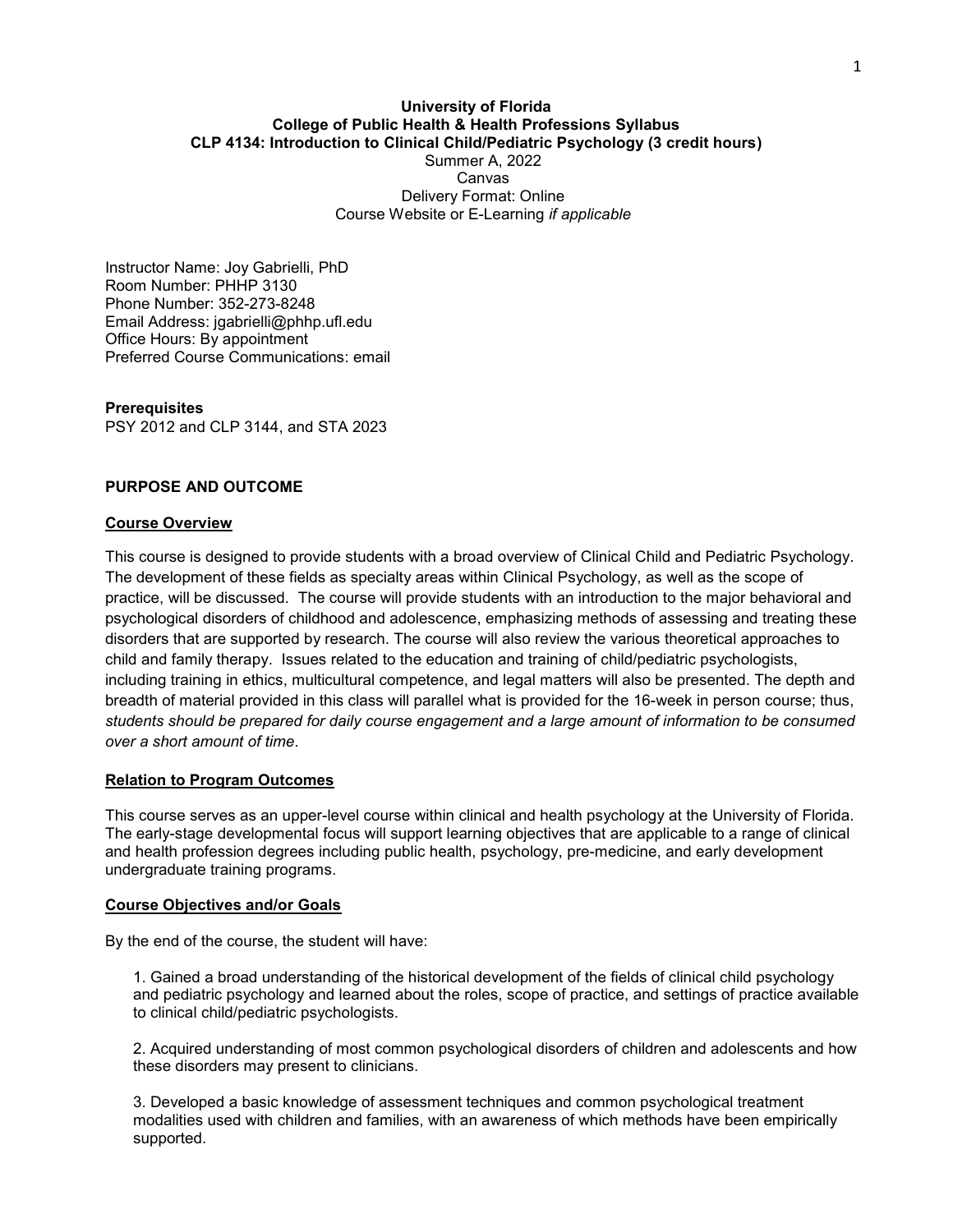**University of Florida**
**College of Public Health & Health Professions Syllabus**
**CLP 4134: Introduction to Clinical Child/Pediatric Psychology (3 credit hours)**
Summer A, 2022
Canvas
Delivery Format: Online
Course Website or E-Learning *if applicable*

Instructor Name: Joy Gabrielli, PhD
Room Number: PHHP 3130
Phone Number: 352-273-8248
Email Address: jgabrielli@phhp.ufl.edu
Office Hours: By appointment
Preferred Course Communications: email

**Prerequisites**
PSY 2012 and CLP 3144, and STA 2023

## PURPOSE AND OUTCOME

### Course Overview

This course is designed to provide students with a broad overview of Clinical Child and Pediatric Psychology. The development of these fields as specialty areas within Clinical Psychology, as well as the scope of practice, will be discussed. The course will provide students with an introduction to the major behavioral and psychological disorders of childhood and adolescence, emphasizing methods of assessing and treating these disorders that are supported by research. The course will also review the various theoretical approaches to child and family therapy. Issues related to the education and training of child/pediatric psychologists, including training in ethics, multicultural competence, and legal matters will also be presented. The depth and breadth of material provided in this class will parallel what is provided for the 16-week in person course; thus, *students should be prepared for daily course engagement and a large amount of information to be consumed over a short amount of time*.

### Relation to Program Outcomes

This course serves as an upper-level course within clinical and health psychology at the University of Florida. The early-stage developmental focus will support learning objectives that are applicable to a range of clinical and health profession degrees including public health, psychology, pre-medicine, and early development undergraduate training programs.

### Course Objectives and/or Goals

By the end of the course, the student will have:

1. Gained a broad understanding of the historical development of the fields of clinical child psychology and pediatric psychology and learned about the roles, scope of practice, and settings of practice available to clinical child/pediatric psychologists.

2. Acquired understanding of most common psychological disorders of children and adolescents and how these disorders may present to clinicians.

3. Developed a basic knowledge of assessment techniques and common psychological treatment modalities used with children and families, with an awareness of which methods have been empirically supported.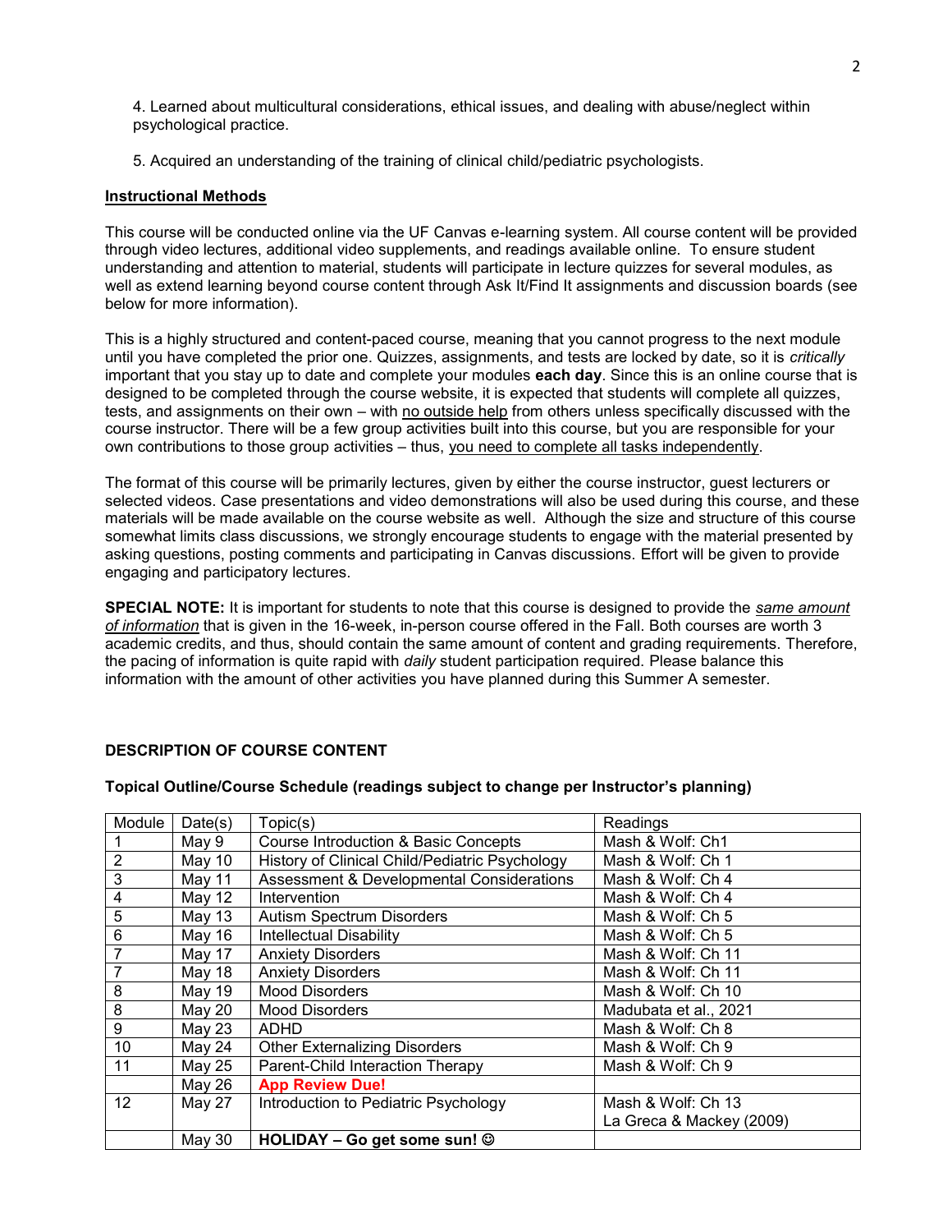4. Learned about multicultural considerations, ethical issues, and dealing with abuse/neglect within psychological practice.

5. Acquired an understanding of the training of clinical child/pediatric psychologists.

**Instructional Methods**

This course will be conducted online via the UF Canvas e-learning system. All course content will be provided through video lectures, additional video supplements, and readings available online. To ensure student understanding and attention to material, students will participate in lecture quizzes for several modules, as well as extend learning beyond course content through Ask It/Find It assignments and discussion boards (see below for more information).

This is a highly structured and content-paced course, meaning that you cannot progress to the next module until you have completed the prior one. Quizzes, assignments, and tests are locked by date, so it is *critically* important that you stay up to date and complete your modules **each day**. Since this is an online course that is designed to be completed through the course website, it is expected that students will complete all quizzes, tests, and assignments on their own – with no outside help from others unless specifically discussed with the course instructor. There will be a few group activities built into this course, but you are responsible for your own contributions to those group activities – thus, you need to complete all tasks independently.

The format of this course will be primarily lectures, given by either the course instructor, guest lecturers or selected videos. Case presentations and video demonstrations will also be used during this course, and these materials will be made available on the course website as well. Although the size and structure of this course somewhat limits class discussions, we strongly encourage students to engage with the material presented by asking questions, posting comments and participating in Canvas discussions. Effort will be given to provide engaging and participatory lectures.

**SPECIAL NOTE:** It is important for students to note that this course is designed to provide the *same amount of information* that is given in the 16-week, in-person course offered in the Fall. Both courses are worth 3 academic credits, and thus, should contain the same amount of content and grading requirements. Therefore, the pacing of information is quite rapid with *daily* student participation required. Please balance this information with the amount of other activities you have planned during this Summer A semester.

**DESCRIPTION OF COURSE CONTENT**

**Topical Outline/Course Schedule (readings subject to change per Instructor's planning)**

| Module | Date(s) | Topic(s) | Readings |
|---|---|---|---|
| 1 | May 9 | Course Introduction & Basic Concepts | Mash & Wolf: Ch1 |
| 2 | May 10 | History of Clinical Child/Pediatric Psychology | Mash & Wolf: Ch 1 |
| 3 | May 11 | Assessment & Developmental Considerations | Mash & Wolf: Ch 4 |
| 4 | May 12 | Intervention | Mash & Wolf: Ch 4 |
| 5 | May 13 | Autism Spectrum Disorders | Mash & Wolf: Ch 5 |
| 6 | May 16 | Intellectual Disability | Mash & Wolf: Ch 5 |
| 7 | May 17 | Anxiety Disorders | Mash & Wolf: Ch 11 |
| 7 | May 18 | Anxiety Disorders | Mash & Wolf: Ch 11 |
| 8 | May 19 | Mood Disorders | Mash & Wolf: Ch 10 |
| 8 | May 20 | Mood Disorders | Madubata et al., 2021 |
| 9 | May 23 | ADHD | Mash & Wolf: Ch 8 |
| 10 | May 24 | Other Externalizing Disorders | Mash & Wolf: Ch 9 |
| 11 | May 25 | Parent-Child Interaction Therapy | Mash & Wolf: Ch 9 |
| | May 26 | **App Review Due!** | |
| 12 | May 27 | Introduction to Pediatric Psychology | Mash & Wolf: Ch 13<br>La Greca & Mackey (2009) |
| | May 30 | **HOLIDAY – Go get some sun! ☺** | |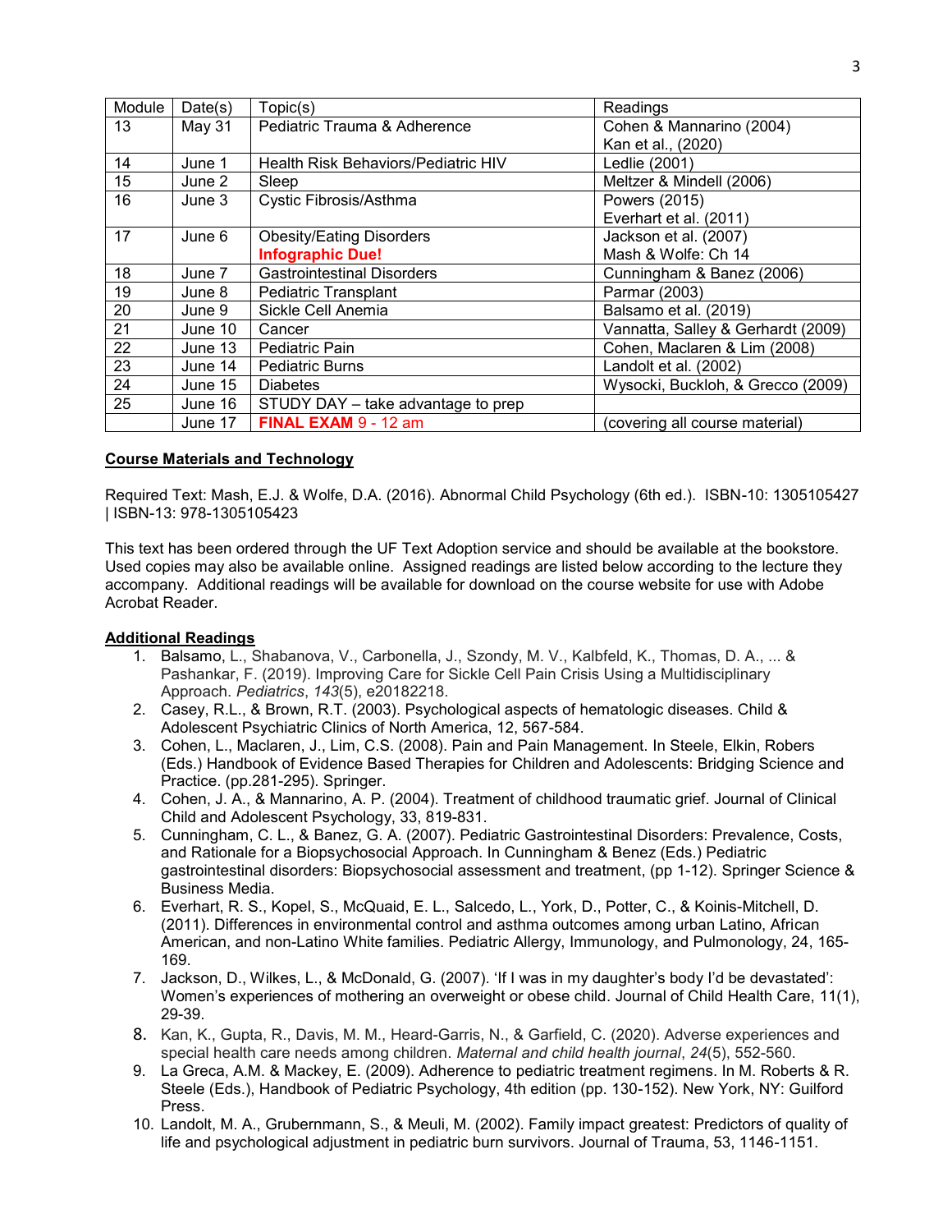| Module | Date(s) | Topic(s) | Readings |
|---|---|---|---|
| 13 | May 31 | Pediatric Trauma & Adherence | Cohen & Mannarino (2004)<br>Kan et al., (2020) |
| 14 | June 1 | Health Risk Behaviors/Pediatric HIV | Ledlie (2001) |
| 15 | June 2 | Sleep | Meltzer & Mindell (2006) |
| 16 | June 3 | Cystic Fibrosis/Asthma | Powers (2015)<br>Everhart et al. (2011) |
| 17 | June 6 | Obesity/Eating Disorders<br>**Infographic Due!** | Jackson et al. (2007)<br>Mash & Wolfe: Ch 14 |
| 18 | June 7 | Gastrointestinal Disorders | Cunningham & Banez (2006) |
| 19 | June 8 | Pediatric Transplant | Parmar (2003) |
| 20 | June 9 | Sickle Cell Anemia | Balsamo et al. (2019) |
| 21 | June 10 | Cancer | Vannatta, Salley & Gerhardt (2009) |
| 22 | June 13 | Pediatric Pain | Cohen, Maclaren & Lim (2008) |
| 23 | June 14 | Pediatric Burns | Landolt et al. (2002) |
| 24 | June 15 | Diabetes | Wysocki, Buckloh, & Grecco (2009) |
| 25 | June 16 | STUDY DAY – take advantage to prep | |
| | June 17 | **FINAL EXAM** 9 - 12 am | (covering all course material) |

**Course Materials and Technology**

Required Text: Mash, E.J. & Wolfe, D.A. (2016). Abnormal Child Psychology (6th ed.). ISBN-10: 1305105427 | ISBN-13: 978-1305105423

This text has been ordered through the UF Text Adoption service and should be available at the bookstore. Used copies may also be available online. Assigned readings are listed below according to the lecture they accompany. Additional readings will be available for download on the course website for use with Adobe Acrobat Reader.

**Additional Readings**

1. Balsamo, L., Shabanova, V., Carbonella, J., Szondy, M. V., Kalbfeld, K., Thomas, D. A., ... & Pashankar, F. (2019). Improving Care for Sickle Cell Pain Crisis Using a Multidisciplinary Approach. *Pediatrics*, *143*(5), e20182218.
2. Casey, R.L., & Brown, R.T. (2003). Psychological aspects of hematologic diseases. Child & Adolescent Psychiatric Clinics of North America, 12, 567-584.
3. Cohen, L., Maclaren, J., Lim, C.S. (2008). Pain and Pain Management. In Steele, Elkin, Robers (Eds.) Handbook of Evidence Based Therapies for Children and Adolescents: Bridging Science and Practice. (pp.281-295). Springer.
4. Cohen, J. A., & Mannarino, A. P. (2004). Treatment of childhood traumatic grief. Journal of Clinical Child and Adolescent Psychology, 33, 819-831.
5. Cunningham, C. L., & Banez, G. A. (2007). Pediatric Gastrointestinal Disorders: Prevalence, Costs, and Rationale for a Biopsychosocial Approach. In Cunningham & Benez (Eds.) Pediatric gastrointestinal disorders: Biopsychosocial assessment and treatment, (pp 1-12). Springer Science & Business Media.
6. Everhart, R. S., Kopel, S., McQuaid, E. L., Salcedo, L., York, D., Potter, C., & Koinis-Mitchell, D. (2011). Differences in environmental control and asthma outcomes among urban Latino, African American, and non-Latino White families. Pediatric Allergy, Immunology, and Pulmonology, 24, 165-169.
7. Jackson, D., Wilkes, L., & McDonald, G. (2007). 'If I was in my daughter's body I'd be devastated': Women's experiences of mothering an overweight or obese child. Journal of Child Health Care, 11(1), 29-39.
8. Kan, K., Gupta, R., Davis, M. M., Heard-Garris, N., & Garfield, C. (2020). Adverse experiences and special health care needs among children. *Maternal and child health journal*, *24*(5), 552-560.
9. La Greca, A.M. & Mackey, E. (2009). Adherence to pediatric treatment regimens. In M. Roberts & R. Steele (Eds.), Handbook of Pediatric Psychology, 4th edition (pp. 130-152). New York, NY: Guilford Press.
10. Landolt, M. A., Grubernmann, S., & Meuli, M. (2002). Family impact greatest: Predictors of quality of life and psychological adjustment in pediatric burn survivors. Journal of Trauma, 53, 1146-1151.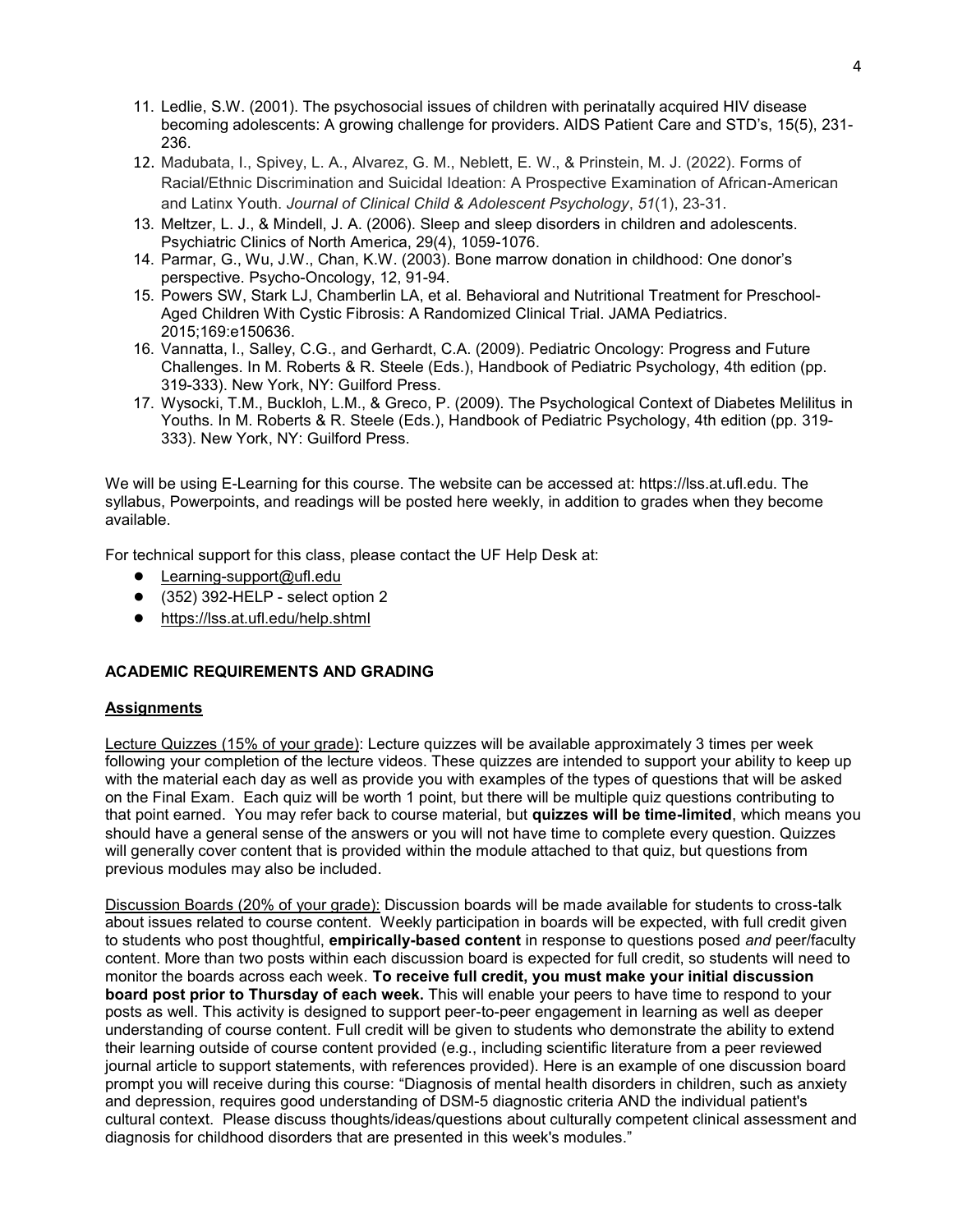11. Ledlie, S.W. (2001). The psychosocial issues of children with perinatally acquired HIV disease becoming adolescents: A growing challenge for providers. AIDS Patient Care and STD's, 15(5), 231-236.
12. Madubata, I., Spivey, L. A., Alvarez, G. M., Neblett, E. W., & Prinstein, M. J. (2022). Forms of Racial/Ethnic Discrimination and Suicidal Ideation: A Prospective Examination of African-American and Latinx Youth. *Journal of Clinical Child & Adolescent Psychology*, *51*(1), 23-31.
13. Meltzer, L. J., & Mindell, J. A. (2006). Sleep and sleep disorders in children and adolescents. Psychiatric Clinics of North America, 29(4), 1059-1076.
14. Parmar, G., Wu, J.W., Chan, K.W. (2003). Bone marrow donation in childhood: One donor's perspective. Psycho-Oncology, 12, 91-94.
15. Powers SW, Stark LJ, Chamberlin LA, et al. Behavioral and Nutritional Treatment for Preschool-Aged Children With Cystic Fibrosis: A Randomized Clinical Trial. JAMA Pediatrics. 2015;169:e150636.
16. Vannatta, I., Salley, C.G., and Gerhardt, C.A. (2009). Pediatric Oncology: Progress and Future Challenges. In M. Roberts & R. Steele (Eds.), Handbook of Pediatric Psychology, 4th edition (pp. 319-333). New York, NY: Guilford Press.
17. Wysocki, T.M., Buckloh, L.M., & Greco, P. (2009). The Psychological Context of Diabetes Melilitus in Youths. In M. Roberts & R. Steele (Eds.), Handbook of Pediatric Psychology, 4th edition (pp. 319-333). New York, NY: Guilford Press.

We will be using E-Learning for this course. The website can be accessed at: https://lss.at.ufl.edu. The syllabus, Powerpoints, and readings will be posted here weekly, in addition to grades when they become available.

For technical support for this class, please contact the UF Help Desk at:

- Learning-support@ufl.edu
- (352) 392-HELP - select option 2
- https://lss.at.ufl.edu/help.shtml

## ACADEMIC REQUIREMENTS AND GRADING

### Assignments

Lecture Quizzes (15% of your grade): Lecture quizzes will be available approximately 3 times per week following your completion of the lecture videos. These quizzes are intended to support your ability to keep up with the material each day as well as provide you with examples of the types of questions that will be asked on the Final Exam. Each quiz will be worth 1 point, but there will be multiple quiz questions contributing to that point earned. You may refer back to course material, but **quizzes will be time-limited**, which means you should have a general sense of the answers or you will not have time to complete every question. Quizzes will generally cover content that is provided within the module attached to that quiz, but questions from previous modules may also be included.

Discussion Boards (20% of your grade): Discussion boards will be made available for students to cross-talk about issues related to course content. Weekly participation in boards will be expected, with full credit given to students who post thoughtful, **empirically-based content** in response to questions posed *and* peer/faculty content. More than two posts within each discussion board is expected for full credit, so students will need to monitor the boards across each week. **To receive full credit, you must make your initial discussion board post prior to Thursday of each week.** This will enable your peers to have time to respond to your posts as well. This activity is designed to support peer-to-peer engagement in learning as well as deeper understanding of course content. Full credit will be given to students who demonstrate the ability to extend their learning outside of course content provided (e.g., including scientific literature from a peer reviewed journal article to support statements, with references provided). Here is an example of one discussion board prompt you will receive during this course: "Diagnosis of mental health disorders in children, such as anxiety and depression, requires good understanding of DSM-5 diagnostic criteria AND the individual patient's cultural context. Please discuss thoughts/ideas/questions about culturally competent clinical assessment and diagnosis for childhood disorders that are presented in this week's modules."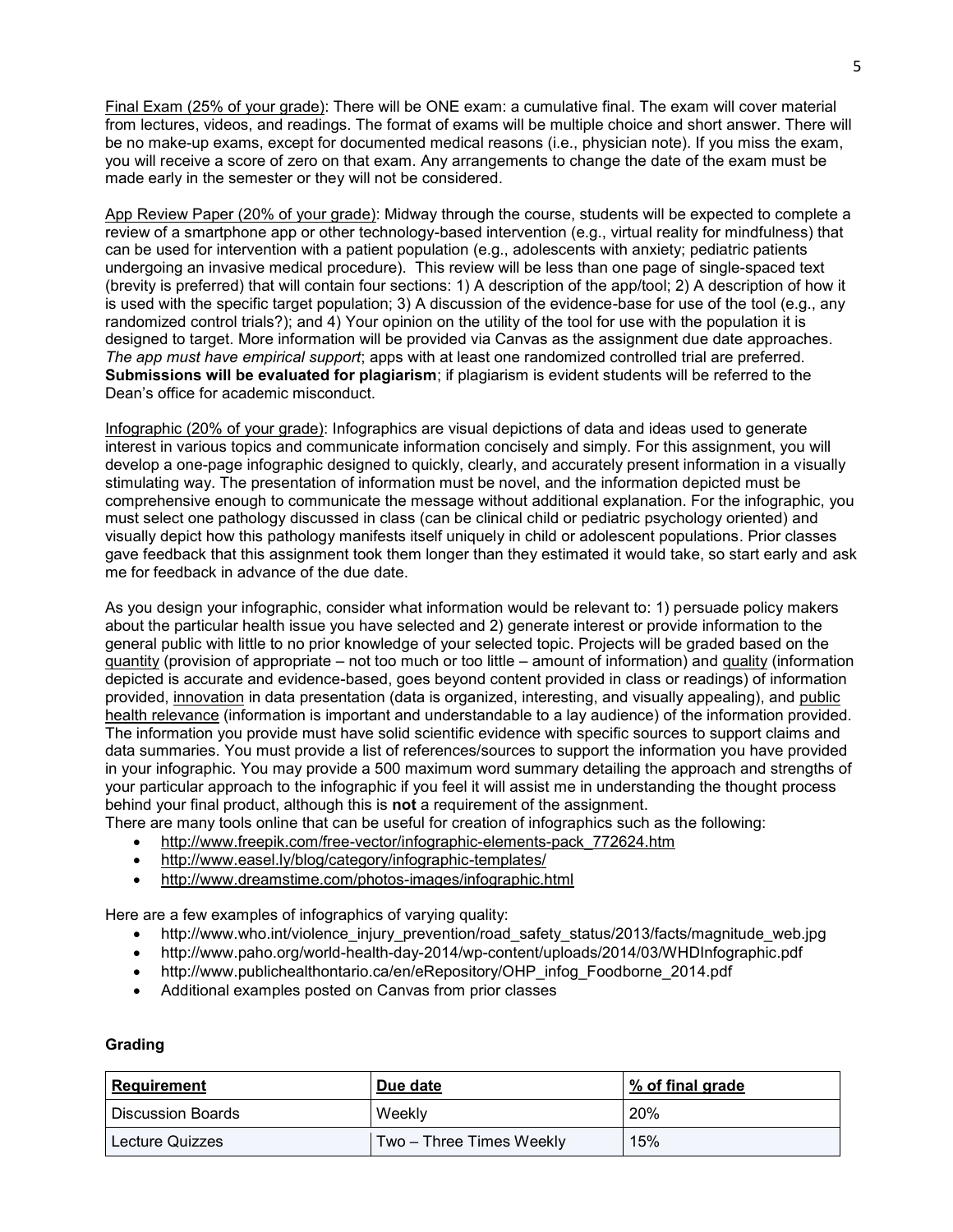Final Exam (25% of your grade): There will be ONE exam: a cumulative final. The exam will cover material from lectures, videos, and readings. The format of exams will be multiple choice and short answer. There will be no make-up exams, except for documented medical reasons (i.e., physician note). If you miss the exam, you will receive a score of zero on that exam. Any arrangements to change the date of the exam must be made early in the semester or they will not be considered.

App Review Paper (20% of your grade): Midway through the course, students will be expected to complete a review of a smartphone app or other technology-based intervention (e.g., virtual reality for mindfulness) that can be used for intervention with a patient population (e.g., adolescents with anxiety; pediatric patients undergoing an invasive medical procedure). This review will be less than one page of single-spaced text (brevity is preferred) that will contain four sections: 1) A description of the app/tool; 2) A description of how it is used with the specific target population; 3) A discussion of the evidence-base for use of the tool (e.g., any randomized control trials?); and 4) Your opinion on the utility of the tool for use with the population it is designed to target. More information will be provided via Canvas as the assignment due date approaches. *The app must have empirical support*; apps with at least one randomized controlled trial are preferred. **Submissions will be evaluated for plagiarism**; if plagiarism is evident students will be referred to the Dean's office for academic misconduct.

Infographic (20% of your grade): Infographics are visual depictions of data and ideas used to generate interest in various topics and communicate information concisely and simply. For this assignment, you will develop a one-page infographic designed to quickly, clearly, and accurately present information in a visually stimulating way. The presentation of information must be novel, and the information depicted must be comprehensive enough to communicate the message without additional explanation. For the infographic, you must select one pathology discussed in class (can be clinical child or pediatric psychology oriented) and visually depict how this pathology manifests itself uniquely in child or adolescent populations. Prior classes gave feedback that this assignment took them longer than they estimated it would take, so start early and ask me for feedback in advance of the due date.

As you design your infographic, consider what information would be relevant to: 1) persuade policy makers about the particular health issue you have selected and 2) generate interest or provide information to the general public with little to no prior knowledge of your selected topic. Projects will be graded based on the quantity (provision of appropriate – not too much or too little – amount of information) and quality (information depicted is accurate and evidence-based, goes beyond content provided in class or readings) of information provided, innovation in data presentation (data is organized, interesting, and visually appealing), and public health relevance (information is important and understandable to a lay audience) of the information provided. The information you provide must have solid scientific evidence with specific sources to support claims and data summaries. You must provide a list of references/sources to support the information you have provided in your infographic. You may provide a 500 maximum word summary detailing the approach and strengths of your particular approach to the infographic if you feel it will assist me in understanding the thought process behind your final product, although this is **not** a requirement of the assignment.

There are many tools online that can be useful for creation of infographics such as the following:

- http://www.freepik.com/free-vector/infographic-elements-pack_772624.htm
- http://www.easel.ly/blog/category/infographic-templates/
- http://www.dreamstime.com/photos-images/infographic.html

Here are a few examples of infographics of varying quality:

- http://www.who.int/violence_injury_prevention/road_safety_status/2013/facts/magnitude_web.jpg
- http://www.paho.org/world-health-day-2014/wp-content/uploads/2014/03/WHDInfographic.pdf
- http://www.publichealthontario.ca/en/eRepository/OHP_infog_Foodborne_2014.pdf
- Additional examples posted on Canvas from prior classes

**Grading**

| Requirement | Due date | % of final grade |
|---|---|---|
| Discussion Boards | Weekly | 20% |
| Lecture Quizzes | Two – Three Times Weekly | 15% |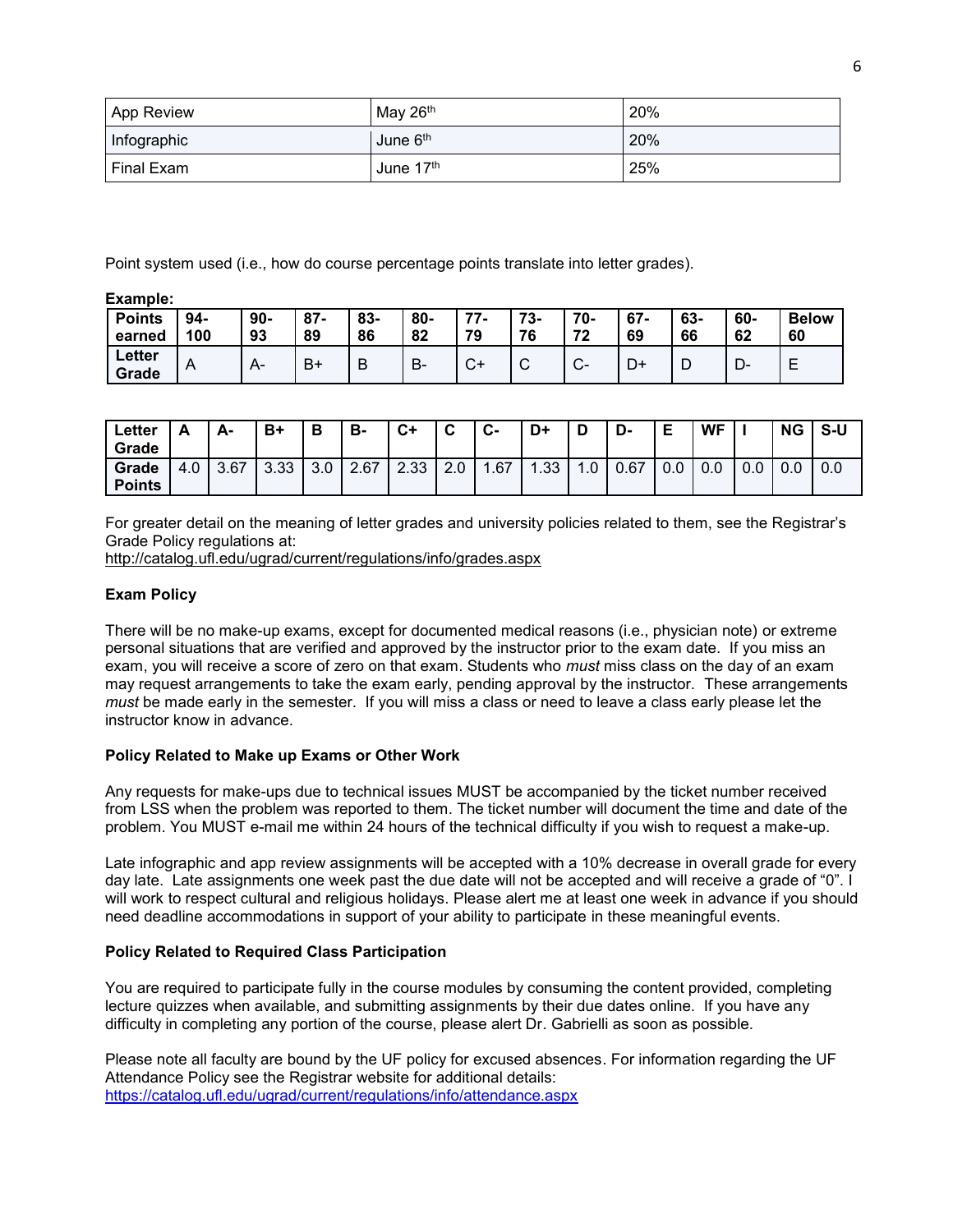| App Review | May 26th | 20% |
|---|---|---|
| Infographic | June 6th | 20% |
| Final Exam | June 17th | 25% |

Point system used (i.e., how do course percentage points translate into letter grades).

**Example:**

| **Points earned** | **94-100** | **90-93** | **87-89** | **83-86** | **80-82** | **77-79** | **73-76** | **70-72** | **67-69** | **63-66** | **60-62** | **Below 60** |
|---|---|---|---|---|---|---|---|---|---|---|---|---|
| **Letter Grade** | A | A- | B+ | B | B- | C+ | C | C- | D+ | D | D- | E |

| **Letter Grade** | **A** | **A-** | **B+** | **B** | **B-** | **C+** | **C** | **C-** | **D+** | **D** | **D-** | **E** | **WF** | **I** | **NG** | **S-U** |
|---|---|---|---|---|---|---|---|---|---|---|---|---|---|---|---|---|
| **Grade Points** | 4.0 | 3.67 | 3.33 | 3.0 | 2.67 | 2.33 | 2.0 | 1.67 | 1.33 | 1.0 | 0.67 | 0.0 | 0.0 | 0.0 | 0.0 | 0.0 |

For greater detail on the meaning of letter grades and university policies related to them, see the Registrar's Grade Policy regulations at:
http://catalog.ufl.edu/ugrad/current/regulations/info/grades.aspx

**Exam Policy**

There will be no make-up exams, except for documented medical reasons (i.e., physician note) or extreme personal situations that are verified and approved by the instructor prior to the exam date. If you miss an exam, you will receive a score of zero on that exam. Students who *must* miss class on the day of an exam may request arrangements to take the exam early, pending approval by the instructor. These arrangements *must* be made early in the semester. If you will miss a class or need to leave a class early please let the instructor know in advance.

**Policy Related to Make up Exams or Other Work**

Any requests for make-ups due to technical issues MUST be accompanied by the ticket number received from LSS when the problem was reported to them. The ticket number will document the time and date of the problem. You MUST e-mail me within 24 hours of the technical difficulty if you wish to request a make-up.

Late infographic and app review assignments will be accepted with a 10% decrease in overall grade for every day late. Late assignments one week past the due date will not be accepted and will receive a grade of "0". I will work to respect cultural and religious holidays. Please alert me at least one week in advance if you should need deadline accommodations in support of your ability to participate in these meaningful events.

**Policy Related to Required Class Participation**

You are required to participate fully in the course modules by consuming the content provided, completing lecture quizzes when available, and submitting assignments by their due dates online. If you have any difficulty in completing any portion of the course, please alert Dr. Gabrielli as soon as possible.

Please note all faculty are bound by the UF policy for excused absences. For information regarding the UF Attendance Policy see the Registrar website for additional details:
https://catalog.ufl.edu/ugrad/current/regulations/info/attendance.aspx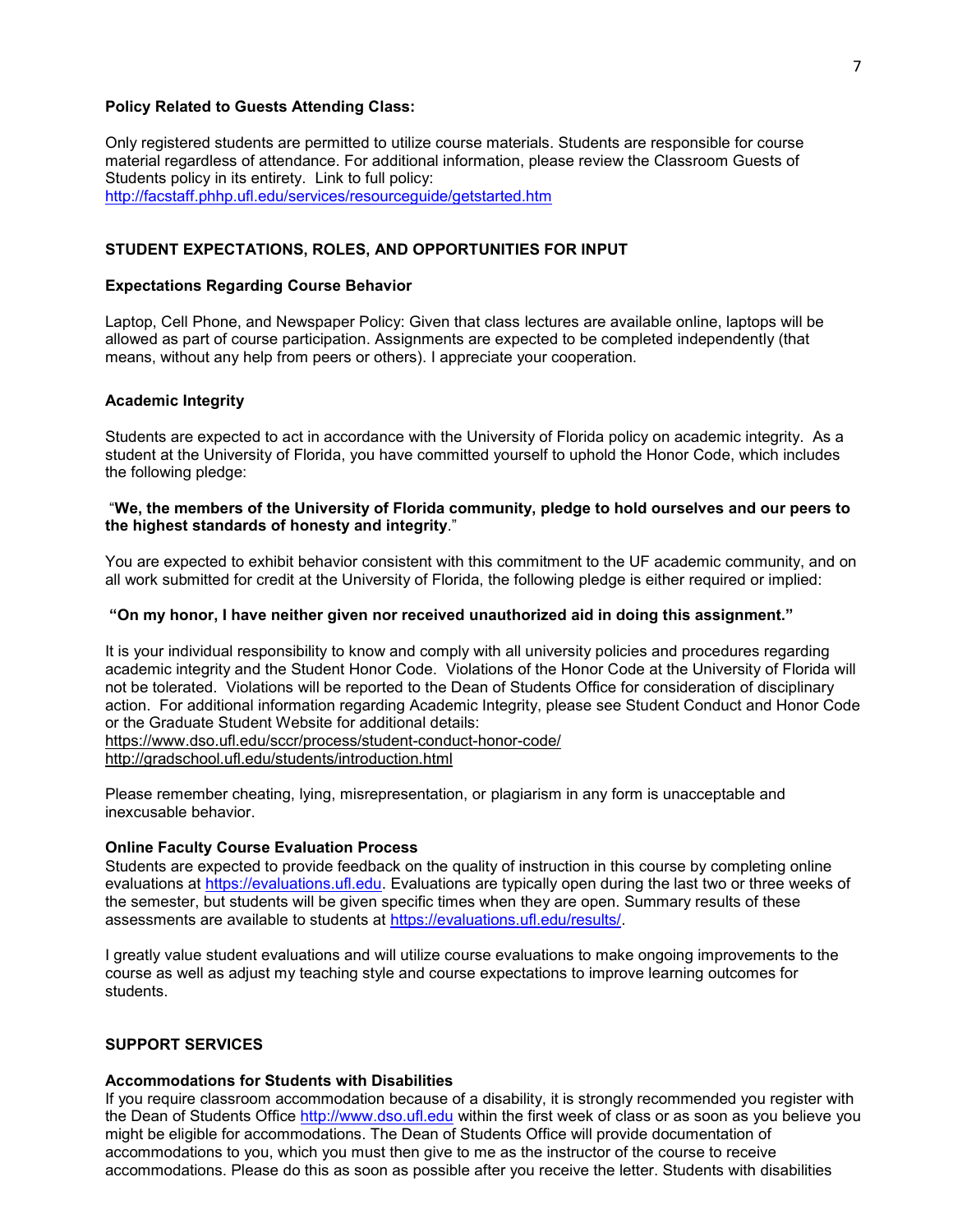**Policy Related to Guests Attending Class:**

Only registered students are permitted to utilize course materials. Students are responsible for course material regardless of attendance. For additional information, please review the Classroom Guests of Students policy in its entirety. Link to full policy: http://facstaff.phhp.ufl.edu/services/resourceguide/getstarted.htm

## STUDENT EXPECTATIONS, ROLES, AND OPPORTUNITIES FOR INPUT

### Expectations Regarding Course Behavior

Laptop, Cell Phone, and Newspaper Policy: Given that class lectures are available online, laptops will be allowed as part of course participation. Assignments are expected to be completed independently (that means, without any help from peers or others). I appreciate your cooperation.

### Academic Integrity

Students are expected to act in accordance with the University of Florida policy on academic integrity. As a student at the University of Florida, you have committed yourself to uphold the Honor Code, which includes the following pledge:

"**We, the members of the University of Florida community, pledge to hold ourselves and our peers to the highest standards of honesty and integrity**."

You are expected to exhibit behavior consistent with this commitment to the UF academic community, and on all work submitted for credit at the University of Florida, the following pledge is either required or implied:

**"On my honor, I have neither given nor received unauthorized aid in doing this assignment."**

It is your individual responsibility to know and comply with all university policies and procedures regarding academic integrity and the Student Honor Code. Violations of the Honor Code at the University of Florida will not be tolerated. Violations will be reported to the Dean of Students Office for consideration of disciplinary action. For additional information regarding Academic Integrity, please see Student Conduct and Honor Code or the Graduate Student Website for additional details:
https://www.dso.ufl.edu/sccr/process/student-conduct-honor-code/
http://gradschool.ufl.edu/students/introduction.html

Please remember cheating, lying, misrepresentation, or plagiarism in any form is unacceptable and inexcusable behavior.

### Online Faculty Course Evaluation Process

Students are expected to provide feedback on the quality of instruction in this course by completing online evaluations at https://evaluations.ufl.edu. Evaluations are typically open during the last two or three weeks of the semester, but students will be given specific times when they are open. Summary results of these assessments are available to students at https://evaluations.ufl.edu/results/.

I greatly value student evaluations and will utilize course evaluations to make ongoing improvements to the course as well as adjust my teaching style and course expectations to improve learning outcomes for students.

## SUPPORT SERVICES

### Accommodations for Students with Disabilities

If you require classroom accommodation because of a disability, it is strongly recommended you register with the Dean of Students Office http://www.dso.ufl.edu within the first week of class or as soon as you believe you might be eligible for accommodations. The Dean of Students Office will provide documentation of accommodations to you, which you must then give to me as the instructor of the course to receive accommodations. Please do this as soon as possible after you receive the letter. Students with disabilities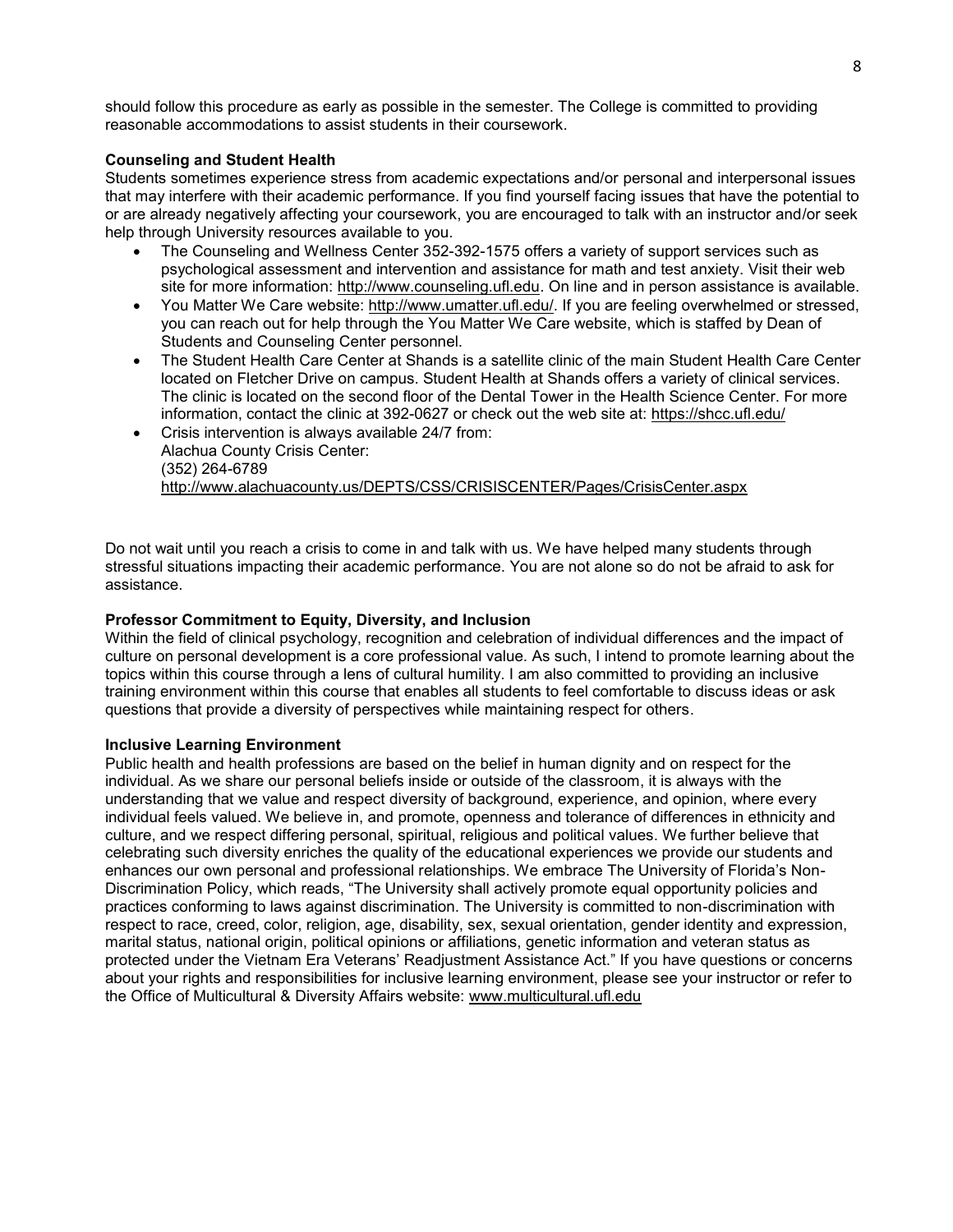should follow this procedure as early as possible in the semester. The College is committed to providing reasonable accommodations to assist students in their coursework.

**Counseling and Student Health**

Students sometimes experience stress from academic expectations and/or personal and interpersonal issues that may interfere with their academic performance. If you find yourself facing issues that have the potential to or are already negatively affecting your coursework, you are encouraged to talk with an instructor and/or seek help through University resources available to you.

- The Counseling and Wellness Center 352-392-1575 offers a variety of support services such as psychological assessment and intervention and assistance for math and test anxiety. Visit their web site for more information: http://www.counseling.ufl.edu. On line and in person assistance is available.
- You Matter We Care website: http://www.umatter.ufl.edu/. If you are feeling overwhelmed or stressed, you can reach out for help through the You Matter We Care website, which is staffed by Dean of Students and Counseling Center personnel.
- The Student Health Care Center at Shands is a satellite clinic of the main Student Health Care Center located on Fletcher Drive on campus. Student Health at Shands offers a variety of clinical services. The clinic is located on the second floor of the Dental Tower in the Health Science Center. For more information, contact the clinic at 392-0627 or check out the web site at: https://shcc.ufl.edu/
- Crisis intervention is always available 24/7 from:
  Alachua County Crisis Center:
  (352) 264-6789
  http://www.alachuacounty.us/DEPTS/CSS/CRISISCENTER/Pages/CrisisCenter.aspx

Do not wait until you reach a crisis to come in and talk with us. We have helped many students through stressful situations impacting their academic performance. You are not alone so do not be afraid to ask for assistance.

**Professor Commitment to Equity, Diversity, and Inclusion**

Within the field of clinical psychology, recognition and celebration of individual differences and the impact of culture on personal development is a core professional value. As such, I intend to promote learning about the topics within this course through a lens of cultural humility. I am also committed to providing an inclusive training environment within this course that enables all students to feel comfortable to discuss ideas or ask questions that provide a diversity of perspectives while maintaining respect for others.

**Inclusive Learning Environment**

Public health and health professions are based on the belief in human dignity and on respect for the individual. As we share our personal beliefs inside or outside of the classroom, it is always with the understanding that we value and respect diversity of background, experience, and opinion, where every individual feels valued. We believe in, and promote, openness and tolerance of differences in ethnicity and culture, and we respect differing personal, spiritual, religious and political values. We further believe that celebrating such diversity enriches the quality of the educational experiences we provide our students and enhances our own personal and professional relationships. We embrace The University of Florida's Non-Discrimination Policy, which reads, "The University shall actively promote equal opportunity policies and practices conforming to laws against discrimination. The University is committed to non-discrimination with respect to race, creed, color, religion, age, disability, sex, sexual orientation, gender identity and expression, marital status, national origin, political opinions or affiliations, genetic information and veteran status as protected under the Vietnam Era Veterans' Readjustment Assistance Act." If you have questions or concerns about your rights and responsibilities for inclusive learning environment, please see your instructor or refer to the Office of Multicultural & Diversity Affairs website: www.multicultural.ufl.edu